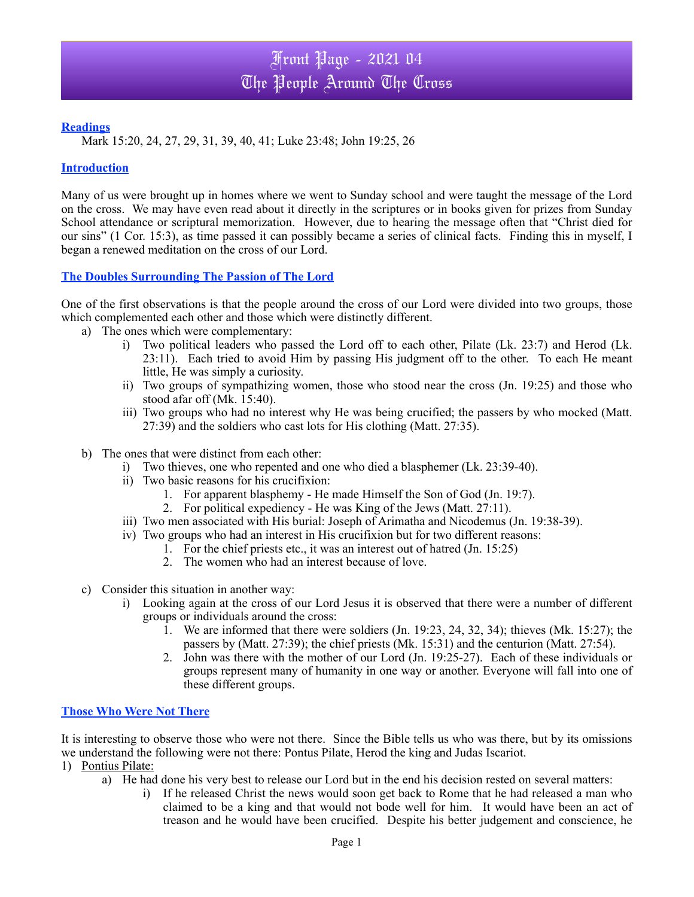# Front Page - 2021 04
# The People Around The Cross

## Readings

Mark 15:20, 24, 27, 29, 31, 39, 40, 41; Luke 23:48; John 19:25, 26

## Introduction

Many of us were brought up in homes where we went to Sunday school and were taught the message of the Lord on the cross. We may have even read about it directly in the scriptures or in books given for prizes from Sunday School attendance or scriptural memorization. However, due to hearing the message often that "Christ died for our sins" (1 Cor. 15:3), as time passed it can possibly became a series of clinical facts. Finding this in myself, I began a renewed meditation on the cross of our Lord.

## The Doubles Surrounding The Passion of The Lord

One of the first observations is that the people around the cross of our Lord were divided into two groups, those which complemented each other and those which were distinctly different.

a) The ones which were complementary:
   i) Two political leaders who passed the Lord off to each other, Pilate (Lk. 23:7) and Herod (Lk. 23:11). Each tried to avoid Him by passing His judgment off to the other. To each He meant little, He was simply a curiosity.
   ii) Two groups of sympathizing women, those who stood near the cross (Jn. 19:25) and those who stood afar off (Mk. 15:40).
   iii) Two groups who had no interest why He was being crucified; the passers by who mocked (Matt. 27:39) and the soldiers who cast lots for His clothing (Matt. 27:35).

b) The ones that were distinct from each other:
   i) Two thieves, one who repented and one who died a blasphemer (Lk. 23:39-40).
   ii) Two basic reasons for his crucifixion:
      1. For apparent blasphemy - He made Himself the Son of God (Jn. 19:7).
      2. For political expediency - He was King of the Jews (Matt. 27:11).
   iii) Two men associated with His burial: Joseph of Arimatha and Nicodemus (Jn. 19:38-39).
   iv) Two groups who had an interest in His crucifixion but for two different reasons:
      1. For the chief priests etc., it was an interest out of hatred (Jn. 15:25)
      2. The women who had an interest because of love.

c) Consider this situation in another way:
   i) Looking again at the cross of our Lord Jesus it is observed that there were a number of different groups or individuals around the cross:
      1. We are informed that there were soldiers (Jn. 19:23, 24, 32, 34); thieves (Mk. 15:27); the passers by (Matt. 27:39); the chief priests (Mk. 15:31) and the centurion (Matt. 27:54).
      2. John was there with the mother of our Lord (Jn. 19:25-27). Each of these individuals or groups represent many of humanity in one way or another. Everyone will fall into one of these different groups.

## Those Who Were Not There

It is interesting to observe those who were not there. Since the Bible tells us who was there, but by its omissions we understand the following were not there: Pontus Pilate, Herod the king and Judas Iscariot.

1) Pontius Pilate:
   a) He had done his very best to release our Lord but in the end his decision rested on several matters:
      i) If he released Christ the news would soon get back to Rome that he had released a man who claimed to be a king and that would not bode well for him. It would have been an act of treason and he would have been crucified. Despite his better judgement and conscience, he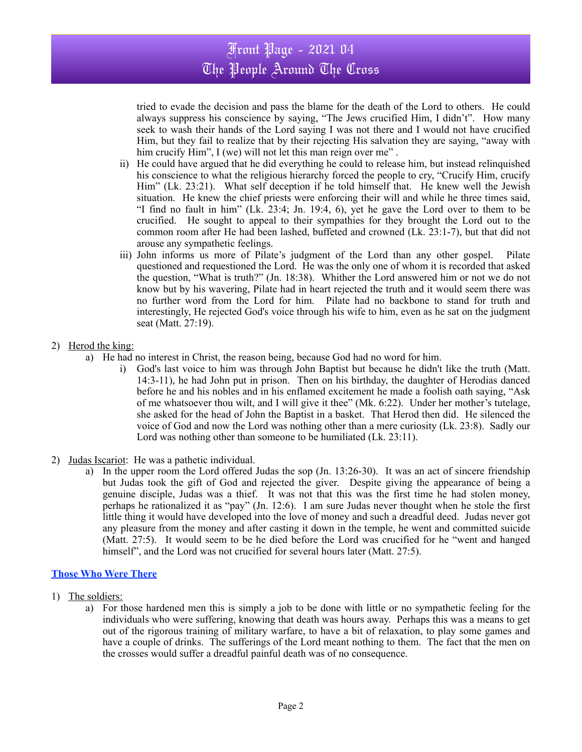tried to evade the decision and pass the blame for the death of the Lord to others. He could always suppress his conscience by saying, "The Jews crucified Him, I didn't". How many seek to wash their hands of the Lord saying I was not there and I would not have crucified Him, but they fail to realize that by their rejecting His salvation they are saying, "away with him crucify Him", I (we) will not let this man reign over me" .

ii) He could have argued that he did everything he could to release him, but instead relinquished his conscience to what the religious hierarchy forced the people to cry, "Crucify Him, crucify Him" (Lk. 23:21). What self deception if he told himself that. He knew well the Jewish situation. He knew the chief priests were enforcing their will and while he three times said, "I find no fault in him" (Lk. 23:4; Jn. 19:4, 6), yet he gave the Lord over to them to be crucified. He sought to appeal to their sympathies for they brought the Lord out to the common room after He had been lashed, buffeted and crowned (Lk. 23:1-7), but that did not arouse any sympathetic feelings.

iii) John informs us more of Pilate's judgment of the Lord than any other gospel. Pilate questioned and requestioned the Lord. He was the only one of whom it is recorded that asked the question, "What is truth?" (Jn. 18:38). Whither the Lord answered him or not we do not know but by his wavering, Pilate had in heart rejected the truth and it would seem there was no further word from the Lord for him. Pilate had no backbone to stand for truth and interestingly, He rejected God's voice through his wife to him, even as he sat on the judgment seat (Matt. 27:19).

2) <u>Herod the king:</u>
   a) He had no interest in Christ, the reason being, because God had no word for him.
      i) God's last voice to him was through John Baptist but because he didn't like the truth (Matt. 14:3-11), he had John put in prison. Then on his birthday, the daughter of Herodias danced before he and his nobles and in his enflamed excitement he made a foolish oath saying, "Ask of me whatsoever thou wilt, and I will give it thee" (Mk. 6:22). Under her mother's tutelage, she asked for the head of John the Baptist in a basket. That Herod then did. He silenced the voice of God and now the Lord was nothing other than a mere curiosity (Lk. 23:8). Sadly our Lord was nothing other than someone to be humiliated (Lk. 23:11).

2) <u>Judas Iscariot</u>: He was a pathetic individual.
   a) In the upper room the Lord offered Judas the sop (Jn. 13:26-30). It was an act of sincere friendship but Judas took the gift of God and rejected the giver. Despite giving the appearance of being a genuine disciple, Judas was a thief. It was not that this was the first time he had stolen money, perhaps he rationalized it as "pay" (Jn. 12:6). I am sure Judas never thought when he stole the first little thing it would have developed into the love of money and such a dreadful deed. Judas never got any pleasure from the money and after casting it down in the temple, he went and committed suicide (Matt. 27:5). It would seem to be he died before the Lord was crucified for he "went and hanged himself", and the Lord was not crucified for several hours later (Matt. 27:5).

## Those Who Were There

1) <u>The soldiers:</u>
   a) For those hardened men this is simply a job to be done with little or no sympathetic feeling for the individuals who were suffering, knowing that death was hours away. Perhaps this was a means to get out of the rigorous training of military warfare, to have a bit of relaxation, to play some games and have a couple of drinks. The sufferings of the Lord meant nothing to them. The fact that the men on the crosses would suffer a dreadful painful death was of no consequence.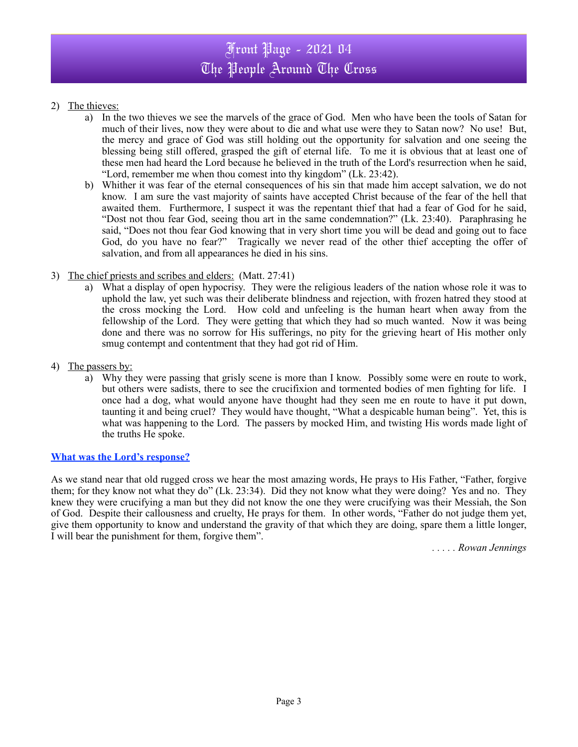2) <u>The thieves:</u>
   a) In the two thieves we see the marvels of the grace of God. Men who have been the tools of Satan for much of their lives, now they were about to die and what use were they to Satan now? No use! But, the mercy and grace of God was still holding out the opportunity for salvation and one seeing the blessing being still offered, grasped the gift of eternal life. To me it is obvious that at least one of these men had heard the Lord because he believed in the truth of the Lord's resurrection when he said, "Lord, remember me when thou comest into thy kingdom" (Lk. 23:42).
   b) Whither it was fear of the eternal consequences of his sin that made him accept salvation, we do not know. I am sure the vast majority of saints have accepted Christ because of the fear of the hell that awaited them. Furthermore, I suspect it was the repentant thief that had a fear of God for he said, "Dost not thou fear God, seeing thou art in the same condemnation?" (Lk. 23:40). Paraphrasing he said, "Does not thou fear God knowing that in very short time you will be dead and going out to face God, do you have no fear?" Tragically we never read of the other thief accepting the offer of salvation, and from all appearances he died in his sins.

3) <u>The chief priests and scribes and elders:</u> (Matt. 27:41)
   a) What a display of open hypocrisy. They were the religious leaders of the nation whose role it was to uphold the law, yet such was their deliberate blindness and rejection, with frozen hatred they stood at the cross mocking the Lord. How cold and unfeeling is the human heart when away from the fellowship of the Lord. They were getting that which they had so much wanted. Now it was being done and there was no sorrow for His sufferings, no pity for the grieving heart of His mother only smug contempt and contentment that they had got rid of Him.

4) <u>The passers by:</u>
   a) Why they were passing that grisly scene is more than I know. Possibly some were en route to work, but others were sadists, there to see the crucifixion and tormented bodies of men fighting for life. I once had a dog, what would anyone have thought had they seen me en route to have it put down, taunting it and being cruel? They would have thought, "What a despicable human being". Yet, this is what was happening to the Lord. The passers by mocked Him, and twisting His words made light of the truths He spoke.

**<u>What was the Lord's response?</u>**

As we stand near that old rugged cross we hear the most amazing words, He prays to His Father, "Father, forgive them; for they know not what they do" (Lk. 23:34). Did they not know what they were doing? Yes and no. They knew they were crucifying a man but they did not know the one they were crucifying was their Messiah, the Son of God. Despite their callousness and cruelty, He prays for them. In other words, "Father do not judge them yet, give them opportunity to know and understand the gravity of that which they are doing, spare them a little longer, I will bear the punishment for them, forgive them".

. . . . . *Rowan Jennings*